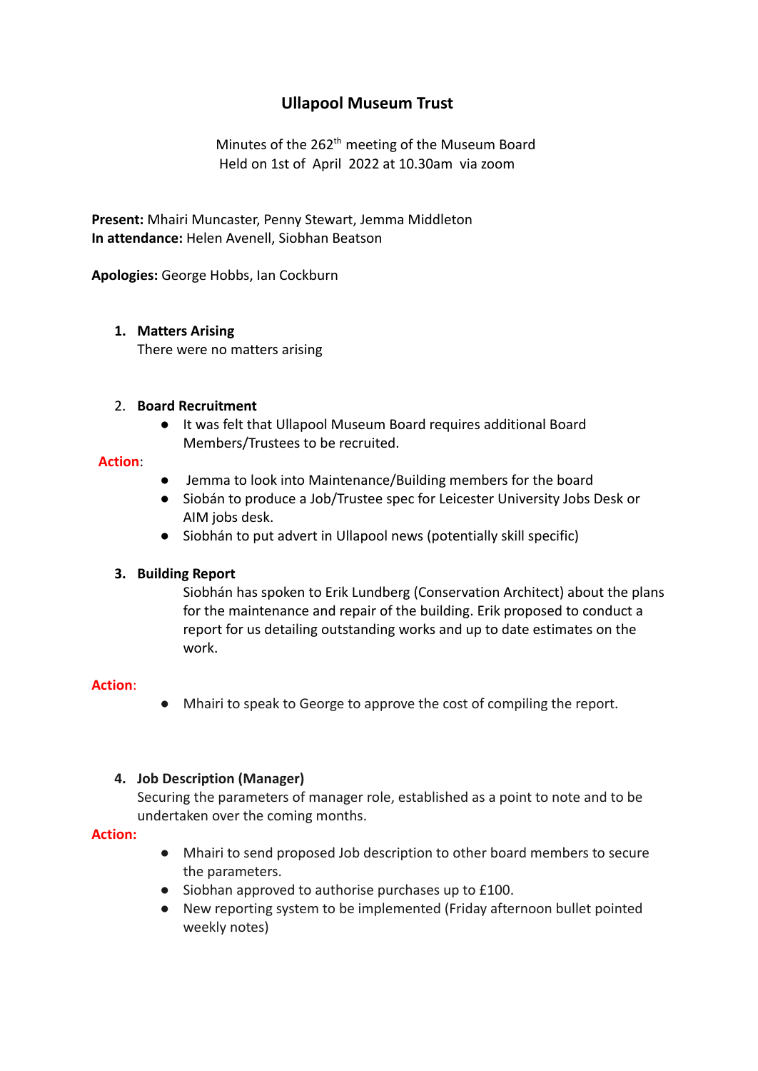# Ullapool Museum Trust

Minutes of the 262[th] meeting of the Museum Board
Held on 1st of April 2022 at 10.30am via zoom

**Present:** Mhairi Muncaster, Penny Stewart, Jemma Middleton
**In attendance:** Helen Avenell, Siobhan Beatson

**Apologies:** George Hobbs, Ian Cockburn

1. **Matters Arising**
   There were no matters arising

2. **Board Recruitment**
   - It was felt that Ullapool Museum Board requires additional Board Members/Trustees to be recruited.

**Action**:

- Jemma to look into Maintenance/Building members for the board
- Siobán to produce a Job/Trustee spec for Leicester University Jobs Desk or AIM jobs desk.
- Siobhán to put advert in Ullapool news (potentially skill specific)

3. **Building Report**
   Siobhán has spoken to Erik Lundberg (Conservation Architect) about the plans for the maintenance and repair of the building. Erik proposed to conduct a report for us detailing outstanding works and up to date estimates on the work.

**Action**:

- Mhairi to speak to George to approve the cost of compiling the report.

4. **Job Description (Manager)**
   Securing the parameters of manager role, established as a point to note and to be undertaken over the coming months.

**Action:**

- Mhairi to send proposed Job description to other board members to secure the parameters.
- Siobhan approved to authorise purchases up to £100.
- New reporting system to be implemented (Friday afternoon bullet pointed weekly notes)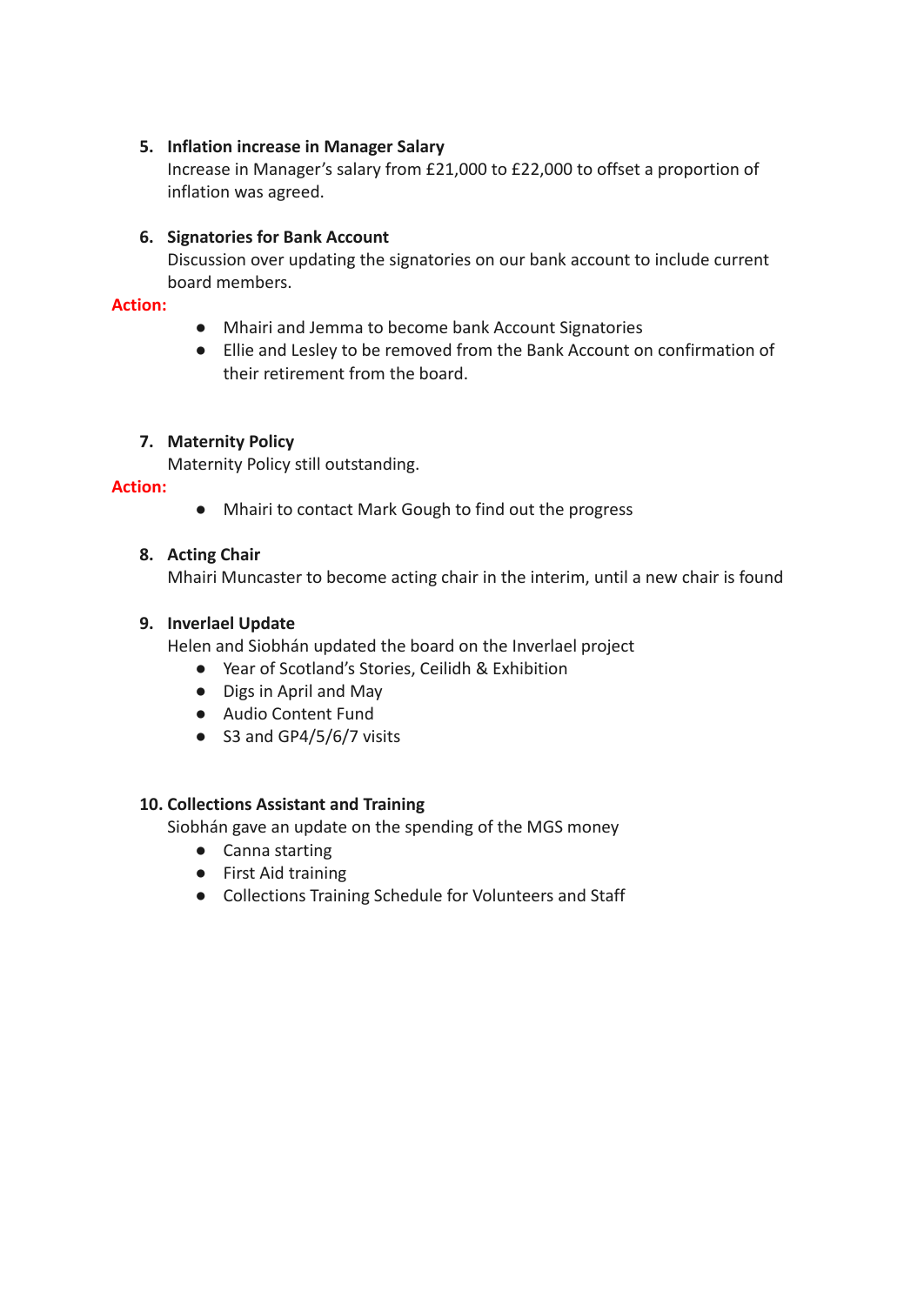5. **Inflation increase in Manager Salary**
   Increase in Manager's salary from £21,000 to £22,000 to offset a proportion of inflation was agreed.

6. **Signatories for Bank Account**
   Discussion over updating the signatories on our bank account to include current board members.

**Action:**

- Mhairi and Jemma to become bank Account Signatories
- Ellie and Lesley to be removed from the Bank Account on confirmation of their retirement from the board.

7. **Maternity Policy**
   Maternity Policy still outstanding.

**Action:**

- Mhairi to contact Mark Gough to find out the progress

8. **Acting Chair**
   Mhairi Muncaster to become acting chair in the interim, until a new chair is found

9. **Inverlael Update**
   Helen and Siobhán updated the board on the Inverlael project
   - Year of Scotland's Stories, Ceilidh & Exhibition
   - Digs in April and May
   - Audio Content Fund
   - S3 and GP4/5/6/7 visits

10. **Collections Assistant and Training**
    Siobhán gave an update on the spending of the MGS money
    - Canna starting
    - First Aid training
    - Collections Training Schedule for Volunteers and Staff